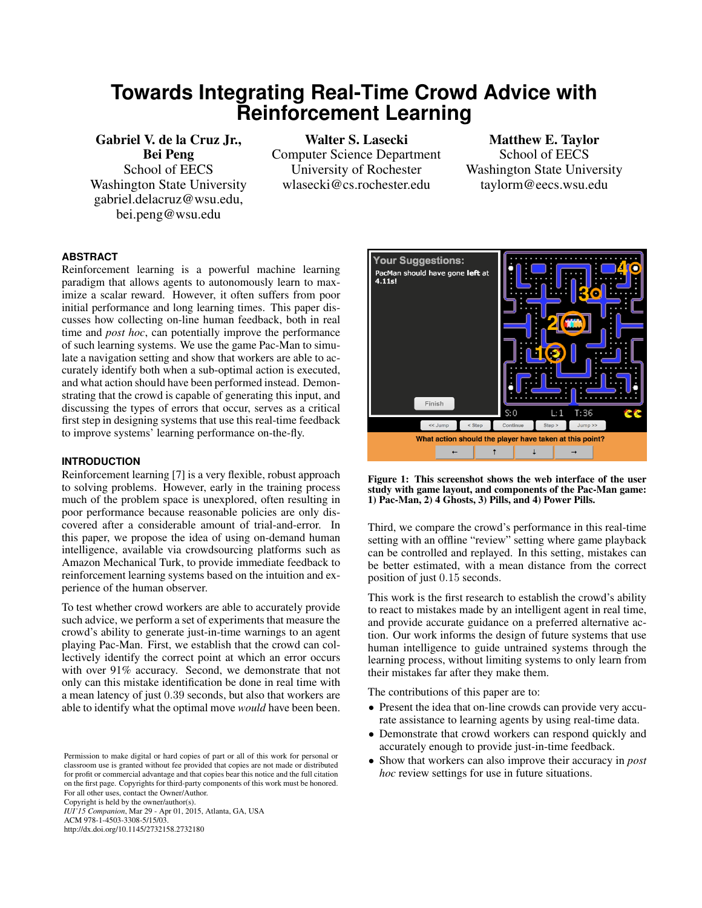# Towards Integrating Real-Time Crowd Advice with Reinforcement Learning

**Gabriel V. de la Cruz Jr., Bei Peng**
School of EECS
Washington State University
gabriel.delacruz@wsu.edu,
bei.peng@wsu.edu

**Walter S. Lasecki**
Computer Science Department
University of Rochester
wlasecki@cs.rochester.edu

**Matthew E. Taylor**
School of EECS
Washington State University
taylorm@eecs.wsu.edu

### ABSTRACT

Reinforcement learning is a powerful machine learning paradigm that allows agents to autonomously learn to maximize a scalar reward. However, it often suffers from poor initial performance and long learning times. This paper discusses how collecting on-line human feedback, both in real time and *post hoc*, can potentially improve the performance of such learning systems. We use the game Pac-Man to simulate a navigation setting and show that workers are able to accurately identify both when a sub-optimal action is executed, and what action should have been performed instead. Demonstrating that the crowd is capable of generating this input, and discussing the types of errors that occur, serves as a critical first step in designing systems that use this real-time feedback to improve systems' learning performance on-the-fly.

### INTRODUCTION

Reinforcement learning [7] is a very flexible, robust approach to solving problems. However, early in the training process much of the problem space is unexplored, often resulting in poor performance because reasonable policies are only discovered after a considerable amount of trial-and-error. In this paper, we propose the idea of using on-demand human intelligence, available via crowdsourcing platforms such as Amazon Mechanical Turk, to provide immediate feedback to reinforcement learning systems based on the intuition and experience of the human observer.

To test whether crowd workers are able to accurately provide such advice, we perform a set of experiments that measure the crowd's ability to generate just-in-time warnings to an agent playing Pac-Man. First, we establish that the crowd can collectively identify the correct point at which an error occurs with over 91% accuracy. Second, we demonstrate that not only can this mistake identification be done in real time with a mean latency of just 0.39 seconds, but also that workers are able to identify what the optimal move *would* have been.

Permission to make digital or hard copies of part or all of this work for personal or classroom use is granted without fee provided that copies are not made or distributed for profit or commercial advantage and that copies bear this notice and the full citation on the first page. Copyrights for third-party components of this work must be honored. For all other uses, contact the Owner/Author.
Copyright is held by the owner/author(s).
*IUI'15 Companion*, Mar 29 - Apr 01, 2015, Atlanta, GA, USA
ACM 978-1-4503-3308-5/15/03.
http://dx.doi.org/10.1145/2732158.2732180

Your Suggestions:
PacMan should have gone **left** at 4.11s!
Finish
S: 0 L: 1 T: 36
<< Jump | < Step | Continue | Step > | Jump >>
What action should the player have taken at this point?
← ↑ ↓ →
1 2 3 4

**Figure 1: This screenshot shows the web interface of the user study with game layout, and components of the Pac-Man game: 1) Pac-Man, 2) 4 Ghosts, 3) Pills, and 4) Power Pills.**

Third, we compare the crowd's performance in this real-time setting with an offline "review" setting where game playback can be controlled and replayed. In this setting, mistakes can be better estimated, with a mean distance from the correct position of just 0.15 seconds.

This work is the first research to establish the crowd's ability to react to mistakes made by an intelligent agent in real time, and provide accurate guidance on a preferred alternative action. Our work informs the design of future systems that use human intelligence to guide untrained systems through the learning process, without limiting systems to only learn from their mistakes far after they make them.

The contributions of this paper are to:

- Present the idea that on-line crowds can provide very accurate assistance to learning agents by using real-time data.
- Demonstrate that crowd workers can respond quickly and accurately enough to provide just-in-time feedback.
- Show that workers can also improve their accuracy in *post hoc* review settings for use in future situations.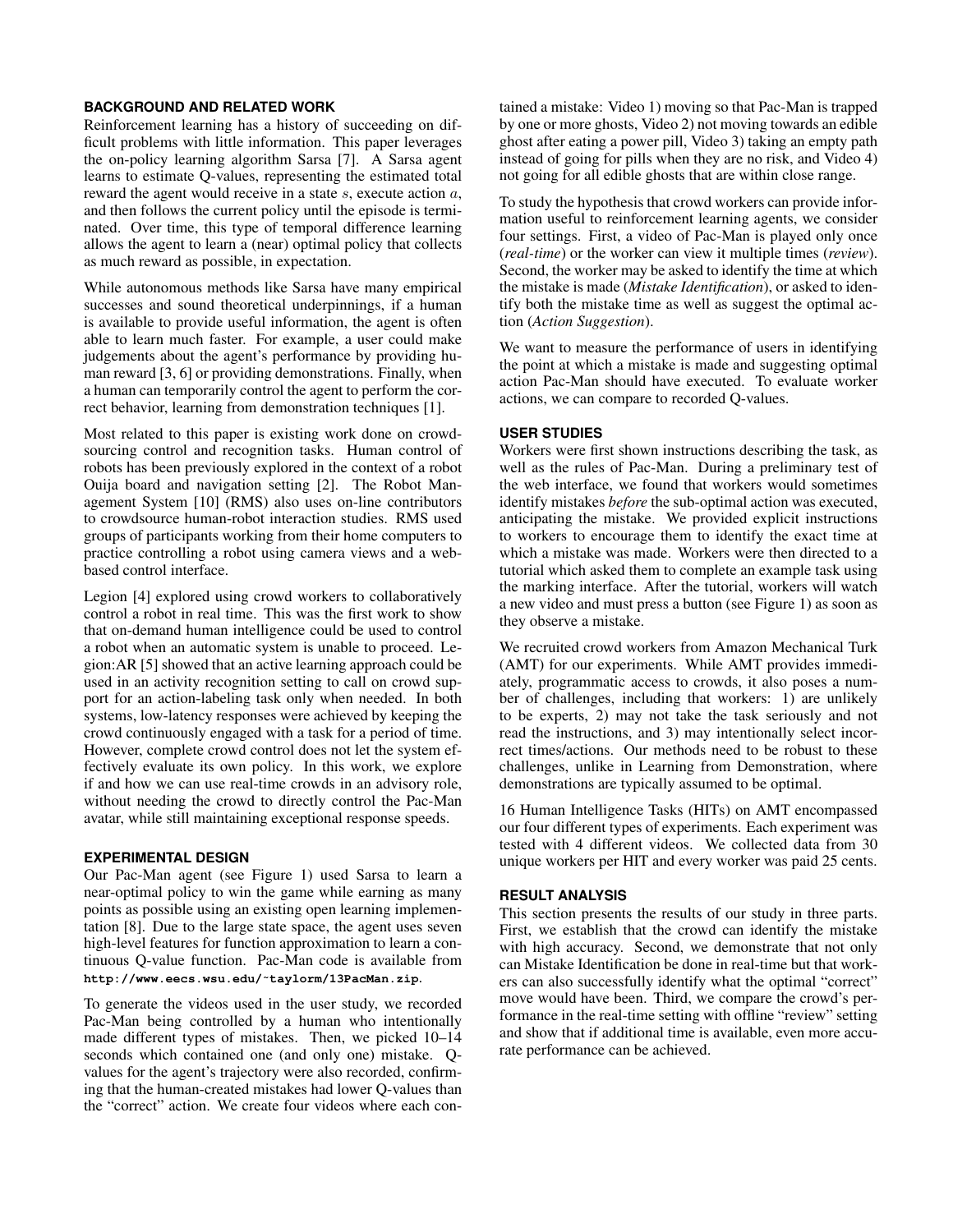### BACKGROUND AND RELATED WORK

Reinforcement learning has a history of succeeding on difficult problems with little information. This paper leverages the on-policy learning algorithm Sarsa [7]. A Sarsa agent learns to estimate Q-values, representing the estimated total reward the agent would receive in a state $s$, execute action $a$, and then follows the current policy until the episode is terminated. Over time, this type of temporal difference learning allows the agent to learn a (near) optimal policy that collects as much reward as possible, in expectation.

While autonomous methods like Sarsa have many empirical successes and sound theoretical underpinnings, if a human is available to provide useful information, the agent is often able to learn much faster. For example, a user could make judgements about the agent's performance by providing human reward [3, 6] or providing demonstrations. Finally, when a human can temporarily control the agent to perform the correct behavior, learning from demonstration techniques [1].

Most related to this paper is existing work done on crowdsourcing control and recognition tasks. Human control of robots has been previously explored in the context of a robot Ouija board and navigation setting [2]. The Robot Management System [10] (RMS) also uses on-line contributors to crowdsource human-robot interaction studies. RMS used groups of participants working from their home computers to practice controlling a robot using camera views and a web-based control interface.

Legion [4] explored using crowd workers to collaboratively control a robot in real time. This was the first work to show that on-demand human intelligence could be used to control a robot when an automatic system is unable to proceed. Legion:AR [5] showed that an active learning approach could be used in an activity recognition setting to call on crowd support for an action-labeling task only when needed. In both systems, low-latency responses were achieved by keeping the crowd continuously engaged with a task for a period of time. However, complete crowd control does not let the system effectively evaluate its own policy. In this work, we explore if and how we can use real-time crowds in an advisory role, without needing the crowd to directly control the Pac-Man avatar, while still maintaining exceptional response speeds.

### EXPERIMENTAL DESIGN

Our Pac-Man agent (see Figure 1) used Sarsa to learn a near-optimal policy to win the game while earning as many points as possible using an existing open learning implementation [8]. Due to the large state space, the agent uses seven high-level features for function approximation to learn a continuous Q-value function. Pac-Man code is available from **http://www.eecs.wsu.edu/~taylorm/13PacMan.zip**.

To generate the videos used in the user study, we recorded Pac-Man being controlled by a human who intentionally made different types of mistakes. Then, we picked 10–14 seconds which contained one (and only one) mistake. Q-values for the agent's trajectory were also recorded, confirming that the human-created mistakes had lower Q-values than the "correct" action. We create four videos where each contained a mistake: Video 1) moving so that Pac-Man is trapped by one or more ghosts, Video 2) not moving towards an edible ghost after eating a power pill, Video 3) taking an empty path instead of going for pills when they are no risk, and Video 4) not going for all edible ghosts that are within close range.

To study the hypothesis that crowd workers can provide information useful to reinforcement learning agents, we consider four settings. First, a video of Pac-Man is played only once (*real-time*) or the worker can view it multiple times (*review*). Second, the worker may be asked to identify the time at which the mistake is made (*Mistake Identification*), or asked to identify both the mistake time as well as suggest the optimal action (*Action Suggestion*).

We want to measure the performance of users in identifying the point at which a mistake is made and suggesting optimal action Pac-Man should have executed. To evaluate worker actions, we can compare to recorded Q-values.

### USER STUDIES

Workers were first shown instructions describing the task, as well as the rules of Pac-Man. During a preliminary test of the web interface, we found that workers would sometimes identify mistakes *before* the sub-optimal action was executed, anticipating the mistake. We provided explicit instructions to workers to encourage them to identify the exact time at which a mistake was made. Workers were then directed to a tutorial which asked them to complete an example task using the marking interface. After the tutorial, workers will watch a new video and must press a button (see Figure 1) as soon as they observe a mistake.

We recruited crowd workers from Amazon Mechanical Turk (AMT) for our experiments. While AMT provides immediately, programmatic access to crowds, it also poses a number of challenges, including that workers: 1) are unlikely to be experts, 2) may not take the task seriously and not read the instructions, and 3) may intentionally select incorrect times/actions. Our methods need to be robust to these challenges, unlike in Learning from Demonstration, where demonstrations are typically assumed to be optimal.

16 Human Intelligence Tasks (HITs) on AMT encompassed our four different types of experiments. Each experiment was tested with 4 different videos. We collected data from 30 unique workers per HIT and every worker was paid 25 cents.

### RESULT ANALYSIS

This section presents the results of our study in three parts. First, we establish that the crowd can identify the mistake with high accuracy. Second, we demonstrate that not only can Mistake Identification be done in real-time but that workers can also successfully identify what the optimal "correct" move would have been. Third, we compare the crowd's performance in the real-time setting with offline "review" setting and show that if additional time is available, even more accurate performance can be achieved.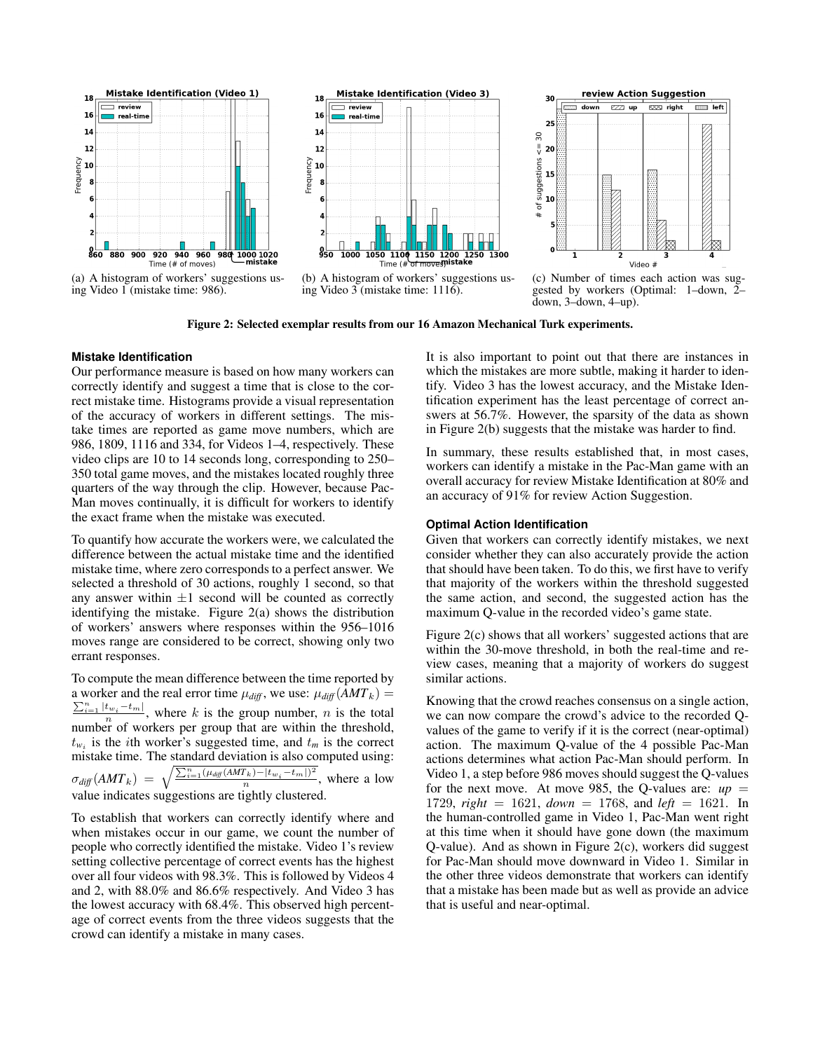Mistake Identification (Video 1)

review
real-time

Frequency

Time (# of moves)

860 880 900 920 940 960 980 1000 1020

mistake

(a) A histogram of workers' suggestions using Video 1 (mistake time: 986).

Mistake Identification (Video 3)

review
real-time

Frequency

Time (# of moves)

950 1000 1050 1100 1150 1200 1250 1300

mistake

(b) A histogram of workers' suggestions using Video 3 (mistake time: 1116).

review Action Suggestion

down up right left

# of suggestions <= 30

Video #

(c) Number of times each action was suggested by workers (Optimal: 1–down, 2–down, 3–down, 4–up).

**Figure 2: Selected exemplar results from our 16 Amazon Mechanical Turk experiments.**

### Mistake Identification

Our performance measure is based on how many workers can correctly identify and suggest a time that is close to the correct mistake time. Histograms provide a visual representation of the accuracy of workers in different settings. The mistake times are reported as game move numbers, which are 986, 1809, 1116 and 334, for Videos 1–4, respectively. These video clips are 10 to 14 seconds long, corresponding to 250–350 total game moves, and the mistakes located roughly three quarters of the way through the clip. However, because Pac-Man moves continually, it is difficult for workers to identify the exact frame when the mistake was executed.

To quantify how accurate the workers were, we calculated the difference between the actual mistake time and the identified mistake time, where zero corresponds to a perfect answer. We selected a threshold of 30 actions, roughly 1 second, so that any answer within $\pm 1$ second will be counted as correctly identifying the mistake. Figure 2(a) shows the distribution of workers' answers where responses within the 956–1016 moves range are considered to be correct, showing only two errant responses.

To compute the mean difference between the time reported by a worker and the real error time $\mu_{diff}$, we use: $\mu_{diff}(AMT_k) = \frac{\sum_{i=1}^{n} |t_{w_i} - t_m|}{n}$, where $k$ is the group number, $n$ is the total number of workers per group that are within the threshold, $t_{w_i}$ is the $i$th worker's suggested time, and $t_m$ is the correct mistake time. The standard deviation is also computed using: $\sigma_{diff}(AMT_k) = \sqrt{\frac{\sum_{i=1}^{n} (\mu_{diff}(AMT_k) - |t_{w_i} - t_m|)^2}{n}}$, where a low value indicates suggestions are tightly clustered.

To establish that workers can correctly identify where and when mistakes occur in our game, we count the number of people who correctly identified the mistake. Video 1's review setting collective percentage of correct events has the highest over all four videos with 98.3%. This is followed by Videos 4 and 2, with 88.0% and 86.6% respectively. And Video 3 has the lowest accuracy with 68.4%. This observed high percentage of correct events from the three videos suggests that the crowd can identify a mistake in many cases.

It is also important to point out that there are instances in which the mistakes are more subtle, making it harder to identify. Video 3 has the lowest accuracy, and the Mistake Identification experiment has the least percentage of correct answers at 56.7%. However, the sparsity of the data as shown in Figure 2(b) suggests that the mistake was harder to find.

In summary, these results established that, in most cases, workers can identify a mistake in the Pac-Man game with an overall accuracy for review Mistake Identification at 80% and an accuracy of 91% for review Action Suggestion.

### Optimal Action Identification

Given that workers can correctly identify mistakes, we next consider whether they can also accurately provide the action that should have been taken. To do this, we first have to verify that majority of the workers within the threshold suggested the same action, and second, the suggested action has the maximum Q-value in the recorded video's game state.

Figure 2(c) shows that all workers' suggested actions that are within the 30-move threshold, in both the real-time and review cases, meaning that a majority of workers do suggest similar actions.

Knowing that the crowd reaches consensus on a single action, we can now compare the crowd's advice to the recorded Q-values of the game to verify if it is the correct (near-optimal) action. The maximum Q-value of the 4 possible Pac-Man actions determines what action Pac-Man should perform. In Video 1, a step before 986 moves should suggest the Q-values for the next move. At move 985, the Q-values are: *up* = 1729, *right* = 1621, *down* = 1768, and *left* = 1621. In the human-controlled game in Video 1, Pac-Man went right at this time when it should have gone down (the maximum Q-value). And as shown in Figure 2(c), workers did suggest for Pac-Man should move downward in Video 1. Similar in the other three videos demonstrate that workers can identify that a mistake has been made but as well as provide an advice that is useful and near-optimal.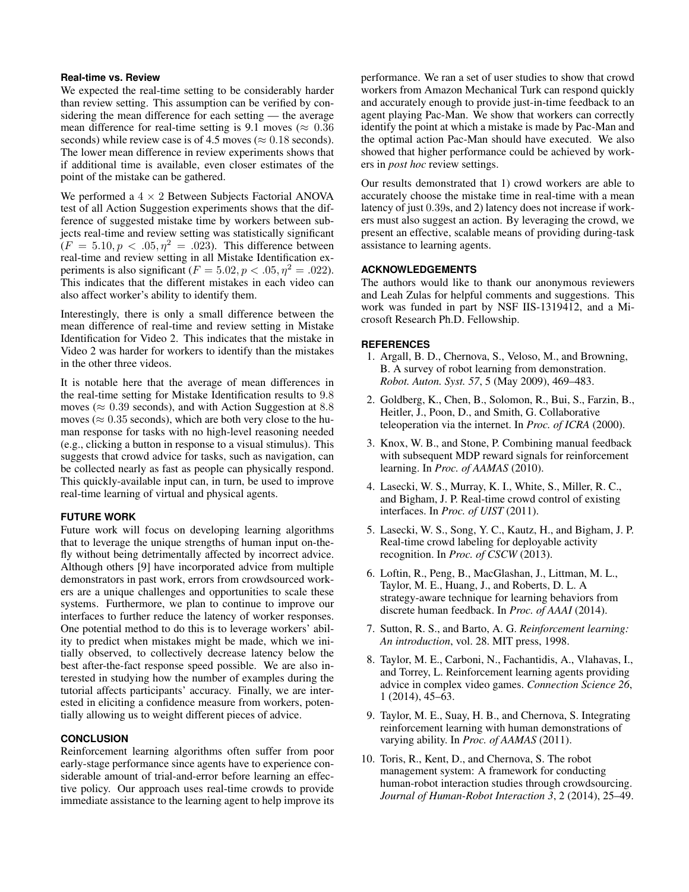### Real-time vs. Review

We expected the real-time setting to be considerably harder than review setting. This assumption can be verified by considering the mean difference for each setting — the average mean difference for real-time setting is 9.1 moves ($\approx 0.36$ seconds) while review case is of 4.5 moves ($\approx 0.18$ seconds). The lower mean difference in review experiments shows that if additional time is available, even closer estimates of the point of the mistake can be gathered.

We performed a $4 \times 2$ Between Subjects Factorial ANOVA test of all Action Suggestion experiments shows that the difference of suggested mistake time by workers between subjects real-time and review setting was statistically significant ($F = 5.10, p < .05, \eta^2 = .023$). This difference between real-time and review setting in all Mistake Identification experiments is also significant ($F = 5.02, p < .05, \eta^2 = .022$). This indicates that the different mistakes in each video can also affect worker's ability to identify them.

Interestingly, there is only a small difference between the mean difference of real-time and review setting in Mistake Identification for Video 2. This indicates that the mistake in Video 2 was harder for workers to identify than the mistakes in the other three videos.

It is notable here that the average of mean differences in the real-time setting for Mistake Identification results to 9.8 moves ($\approx 0.39$ seconds), and with Action Suggestion at 8.8 moves ($\approx 0.35$ seconds), which are both very close to the human response for tasks with no high-level reasoning needed (e.g., clicking a button in response to a visual stimulus). This suggests that crowd advice for tasks, such as navigation, can be collected nearly as fast as people can physically respond. This quickly-available input can, in turn, be used to improve real-time learning of virtual and physical agents.

## FUTURE WORK

Future work will focus on developing learning algorithms that to leverage the unique strengths of human input on-the-fly without being detrimentally affected by incorrect advice. Although others [9] have incorporated advice from multiple demonstrators in past work, errors from crowdsourced workers are a unique challenges and opportunities to scale these systems. Furthermore, we plan to continue to improve our interfaces to further reduce the latency of worker responses. One potential method to do this is to leverage workers' ability to predict when mistakes might be made, which we initially observed, to collectively decrease latency below the best after-the-fact response speed possible. We are also interested in studying how the number of examples during the tutorial affects participants' accuracy. Finally, we are interested in eliciting a confidence measure from workers, potentially allowing us to weight different pieces of advice.

## CONCLUSION

Reinforcement learning algorithms often suffer from poor early-stage performance since agents have to experience considerable amount of trial-and-error before learning an effective policy. Our approach uses real-time crowds to provide immediate assistance to the learning agent to help improve its performance. We ran a set of user studies to show that crowd workers from Amazon Mechanical Turk can respond quickly and accurately enough to provide just-in-time feedback to an agent playing Pac-Man. We show that workers can correctly identify the point at which a mistake is made by Pac-Man and the optimal action Pac-Man should have executed. We also showed that higher performance could be achieved by workers in *post hoc* review settings.

Our results demonstrated that 1) crowd workers are able to accurately choose the mistake time in real-time with a mean latency of just 0.39s, and 2) latency does not increase if workers must also suggest an action. By leveraging the crowd, we present an effective, scalable means of providing during-task assistance to learning agents.

## ACKNOWLEDGEMENTS

The authors would like to thank our anonymous reviewers and Leah Zulas for helpful comments and suggestions. This work was funded in part by NSF IIS-1319412, and a Microsoft Research Ph.D. Fellowship.

## REFERENCES

1. Argall, B. D., Chernova, S., Veloso, M., and Browning, B. A survey of robot learning from demonstration. *Robot. Auton. Syst. 57*, 5 (May 2009), 469–483.
2. Goldberg, K., Chen, B., Solomon, R., Bui, S., Farzin, B., Heitler, J., Poon, D., and Smith, G. Collaborative teleoperation via the internet. In *Proc. of ICRA* (2000).
3. Knox, W. B., and Stone, P. Combining manual feedback with subsequent MDP reward signals for reinforcement learning. In *Proc. of AAMAS* (2010).
4. Lasecki, W. S., Murray, K. I., White, S., Miller, R. C., and Bigham, J. P. Real-time crowd control of existing interfaces. In *Proc. of UIST* (2011).
5. Lasecki, W. S., Song, Y. C., Kautz, H., and Bigham, J. P. Real-time crowd labeling for deployable activity recognition. In *Proc. of CSCW* (2013).
6. Loftin, R., Peng, B., MacGlashan, J., Littman, M. L., Taylor, M. E., Huang, J., and Roberts, D. L. A strategy-aware technique for learning behaviors from discrete human feedback. In *Proc. of AAAI* (2014).
7. Sutton, R. S., and Barto, A. G. *Reinforcement learning: An introduction*, vol. 28. MIT press, 1998.
8. Taylor, M. E., Carboni, N., Fachantidis, A., Vlahavas, I., and Torrey, L. Reinforcement learning agents providing advice in complex video games. *Connection Science 26*, 1 (2014), 45–63.
9. Taylor, M. E., Suay, H. B., and Chernova, S. Integrating reinforcement learning with human demonstrations of varying ability. In *Proc. of AAMAS* (2011).
10. Toris, R., Kent, D., and Chernova, S. The robot management system: A framework for conducting human-robot interaction studies through crowdsourcing. *Journal of Human-Robot Interaction 3*, 2 (2014), 25–49.